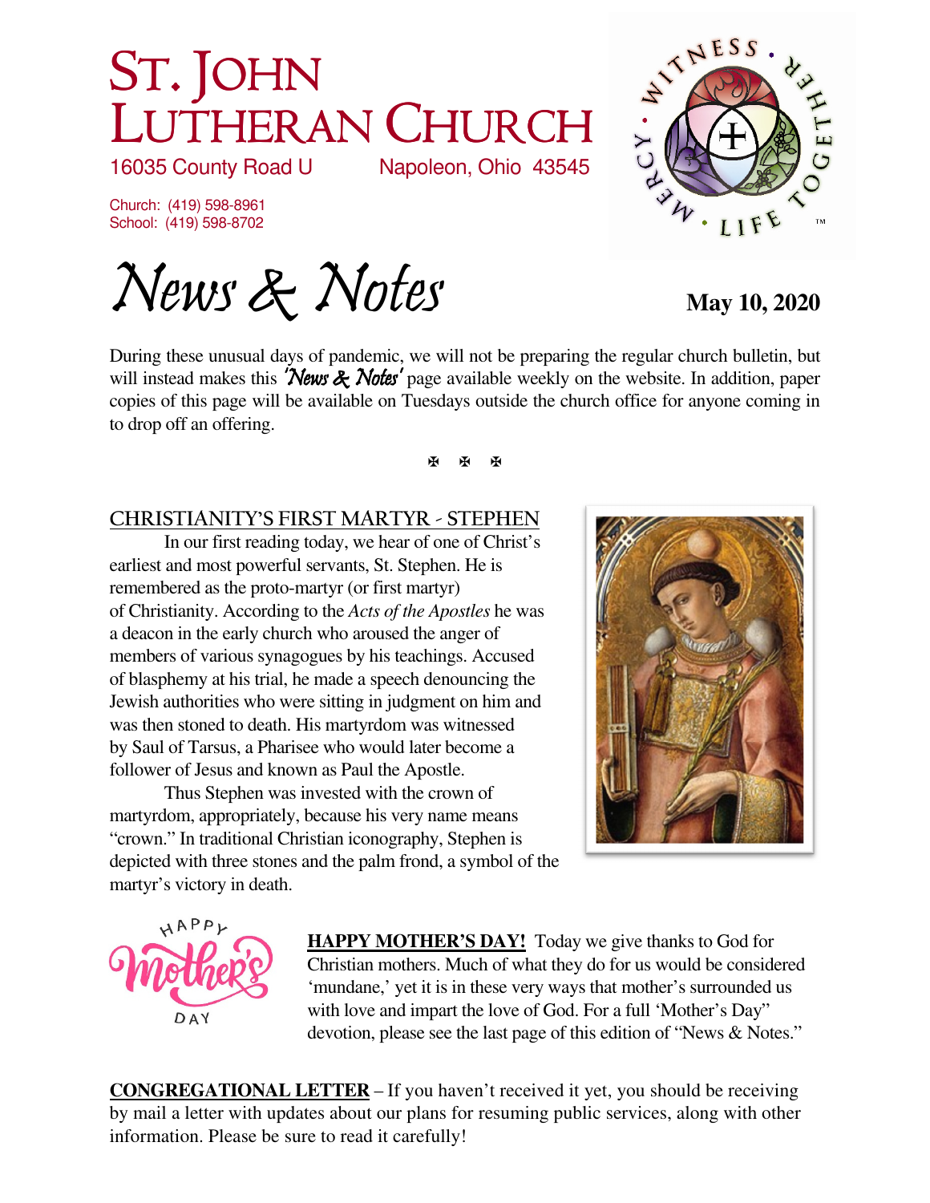# St. John Lutheran Church

16035 County Road U Napoleon, Ohio 43545

Church: (419) 598-8961
School: (419) 598-8702

# *News & Notes*

**May 10, 2020**

During these unusual days of pandemic, we will not be preparing the regular church bulletin, but will instead makes this *'News & Notes'* page available weekly on the website. In addition, paper copies of this page will be available on Tuesdays outside the church office for anyone coming in to drop off an offering.

✠ ✠ ✠

## CHRISTIANITY'S FIRST MARTYR - STEPHEN

In our first reading today, we hear of one of Christ's earliest and most powerful servants, St. Stephen. He is remembered as the proto-martyr (or first martyr) of Christianity. According to the *Acts of the Apostles* he was a deacon in the early church who aroused the anger of members of various synagogues by his teachings. Accused of blasphemy at his trial, he made a speech denouncing the Jewish authorities who were sitting in judgment on him and was then stoned to death. His martyrdom was witnessed by Saul of Tarsus, a Pharisee who would later become a follower of Jesus and known as Paul the Apostle.

Thus Stephen was invested with the crown of martyrdom, appropriately, because his very name means "crown." In traditional Christian iconography, Stephen is depicted with three stones and the palm frond, a symbol of the martyr's victory in death.

**HAPPY MOTHER'S DAY!** Today we give thanks to God for Christian mothers. Much of what they do for us would be considered 'mundane,' yet it is in these very ways that mother's surrounded us with love and impart the love of God. For a full 'Mother's Day" devotion, please see the last page of this edition of "News & Notes."

**CONGREGATIONAL LETTER** – If you haven't received it yet, you should be receiving by mail a letter with updates about our plans for resuming public services, along with other information. Please be sure to read it carefully!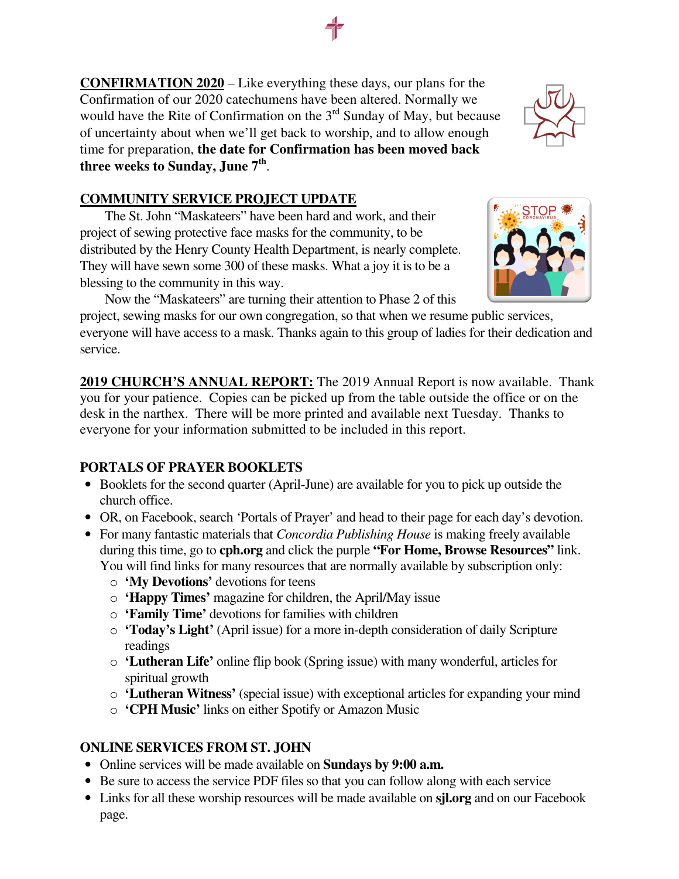**CONFIRMATION 2020** – Like everything these days, our plans for the Confirmation of our 2020 catechumens have been altered. Normally we would have the Rite of Confirmation on the 3rd Sunday of May, but because of uncertainty about when we'll get back to worship, and to allow enough time for preparation, **the date for Confirmation has been moved back three weeks to Sunday, June 7th**.

**COMMUNITY SERVICE PROJECT UPDATE**

The St. John "Maskateers" have been hard and work, and their project of sewing protective face masks for the community, to be distributed by the Henry County Health Department, is nearly complete. They will have sewn some 300 of these masks. What a joy it is to be a blessing to the community in this way.

Now the "Maskateers" are turning their attention to Phase 2 of this project, sewing masks for our own congregation, so that when we resume public services, everyone will have access to a mask. Thanks again to this group of ladies for their dedication and service.

**2019 CHURCH'S ANNUAL REPORT:** The 2019 Annual Report is now available. Thank you for your patience. Copies can be picked up from the table outside the office or on the desk in the narthex. There will be more printed and available next Tuesday. Thanks to everyone for your information submitted to be included in this report.

**PORTALS OF PRAYER BOOKLETS**

- Booklets for the second quarter (April-June) are available for you to pick up outside the church office.
- OR, on Facebook, search 'Portals of Prayer' and head to their page for each day's devotion.
- For many fantastic materials that *Concordia Publishing House* is making freely available during this time, go to **cph.org** and click the purple **"For Home, Browse Resources"** link. You will find links for many resources that are normally available by subscription only:
  - **'My Devotions'** devotions for teens
  - **'Happy Times'** magazine for children, the April/May issue
  - **'Family Time'** devotions for families with children
  - **'Today's Light'** (April issue) for a more in-depth consideration of daily Scripture readings
  - **'Lutheran Life'** online flip book (Spring issue) with many wonderful, articles for spiritual growth
  - **'Lutheran Witness'** (special issue) with exceptional articles for expanding your mind
  - **'CPH Music'** links on either Spotify or Amazon Music

**ONLINE SERVICES FROM ST. JOHN**

- Online services will be made available on **Sundays by 9:00 a.m.**
- Be sure to access the service PDF files so that you can follow along with each service
- Links for all these worship resources will be made available on **sjl.org** and on our Facebook page.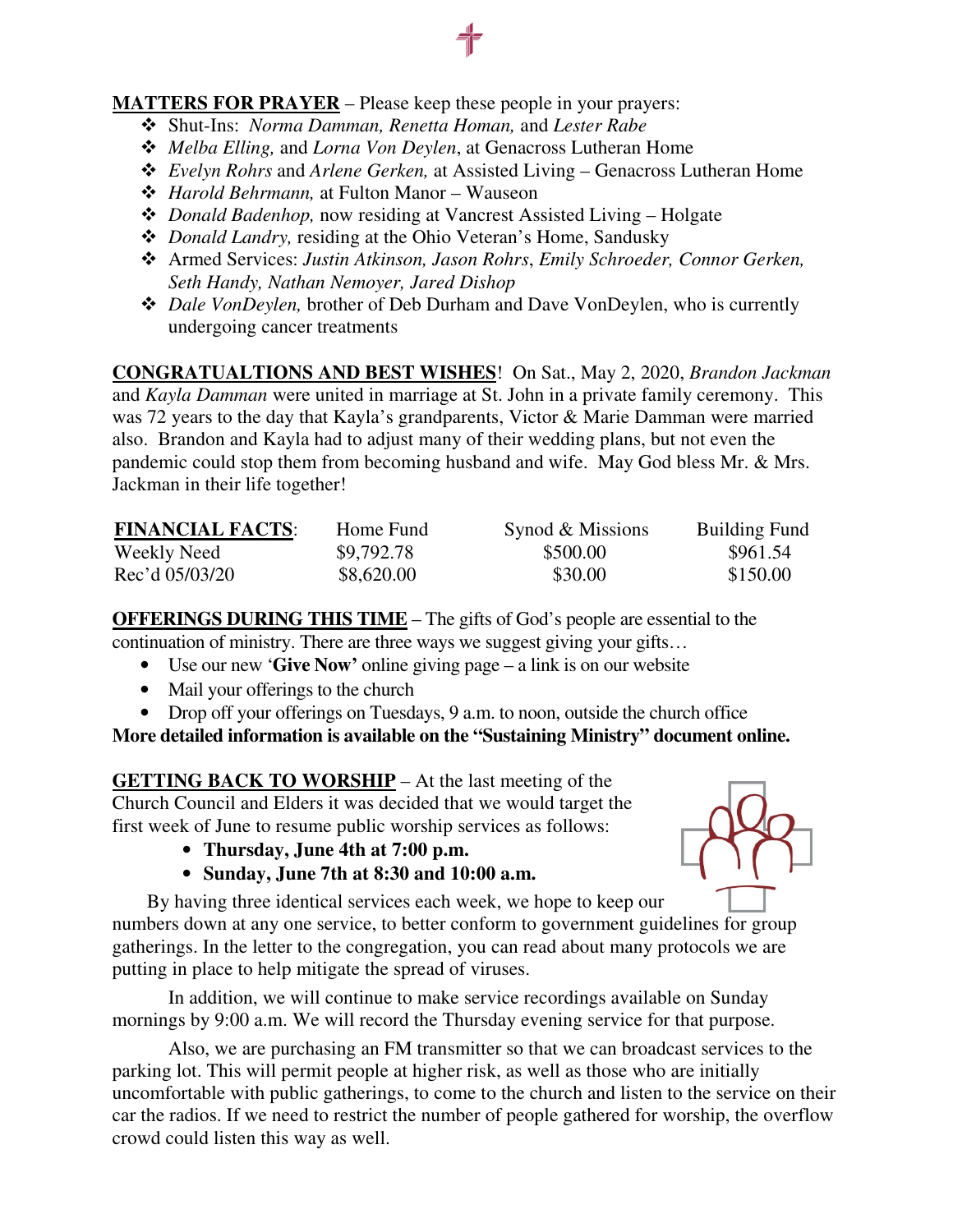**MATTERS FOR PRAYER** – Please keep these people in your prayers:

- Shut-Ins: *Norma Damman, Renetta Homan,* and *Lester Rabe*
- *Melba Elling,* and *Lorna Von Deylen*, at Genacross Lutheran Home
- *Evelyn Rohrs* and *Arlene Gerken,* at Assisted Living – Genacross Lutheran Home
- *Harold Behrmann,* at Fulton Manor – Wauseon
- *Donald Badenhop,* now residing at Vancrest Assisted Living – Holgate
- *Donald Landry,* residing at the Ohio Veteran's Home, Sandusky
- Armed Services: *Justin Atkinson, Jason Rohrs*, *Emily Schroeder, Connor Gerken, Seth Handy, Nathan Nemoyer, Jared Dishop*
- *Dale VonDeylen,* brother of Deb Durham and Dave VonDeylen, who is currently undergoing cancer treatments

**CONGRATUALTIONS AND BEST WISHES**! On Sat., May 2, 2020, *Brandon Jackman* and *Kayla Damman* were united in marriage at St. John in a private family ceremony. This was 72 years to the day that Kayla's grandparents, Victor & Marie Damman were married also. Brandon and Kayla had to adjust many of their wedding plans, but not even the pandemic could stop them from becoming husband and wife. May God bless Mr. & Mrs. Jackman in their life together!

| **FINANCIAL FACTS**: | Home Fund | Synod & Missions | Building Fund |
|---|---|---|---|
| Weekly Need | $9,792.78 | $500.00 | $961.54 |
| Rec'd 05/03/20 | $8,620.00 | $30.00 | $150.00 |

**OFFERINGS DURING THIS TIME** – The gifts of God's people are essential to the continuation of ministry. There are three ways we suggest giving your gifts…

- Use our new '**Give Now'** online giving page – a link is on our website
- Mail your offerings to the church
- Drop off your offerings on Tuesdays, 9 a.m. to noon, outside the church office

**More detailed information is available on the "Sustaining Ministry" document online.**

**GETTING BACK TO WORSHIP** – At the last meeting of the Church Council and Elders it was decided that we would target the first week of June to resume public worship services as follows:

- **Thursday, June 4th at 7:00 p.m.**
- **Sunday, June 7th at 8:30 and 10:00 a.m.**

By having three identical services each week, we hope to keep our numbers down at any one service, to better conform to government guidelines for group gatherings. In the letter to the congregation, you can read about many protocols we are putting in place to help mitigate the spread of viruses.

In addition, we will continue to make service recordings available on Sunday mornings by 9:00 a.m. We will record the Thursday evening service for that purpose.

Also, we are purchasing an FM transmitter so that we can broadcast services to the parking lot. This will permit people at higher risk, as well as those who are initially uncomfortable with public gatherings, to come to the church and listen to the service on their car the radios. If we need to restrict the number of people gathered for worship, the overflow crowd could listen this way as well.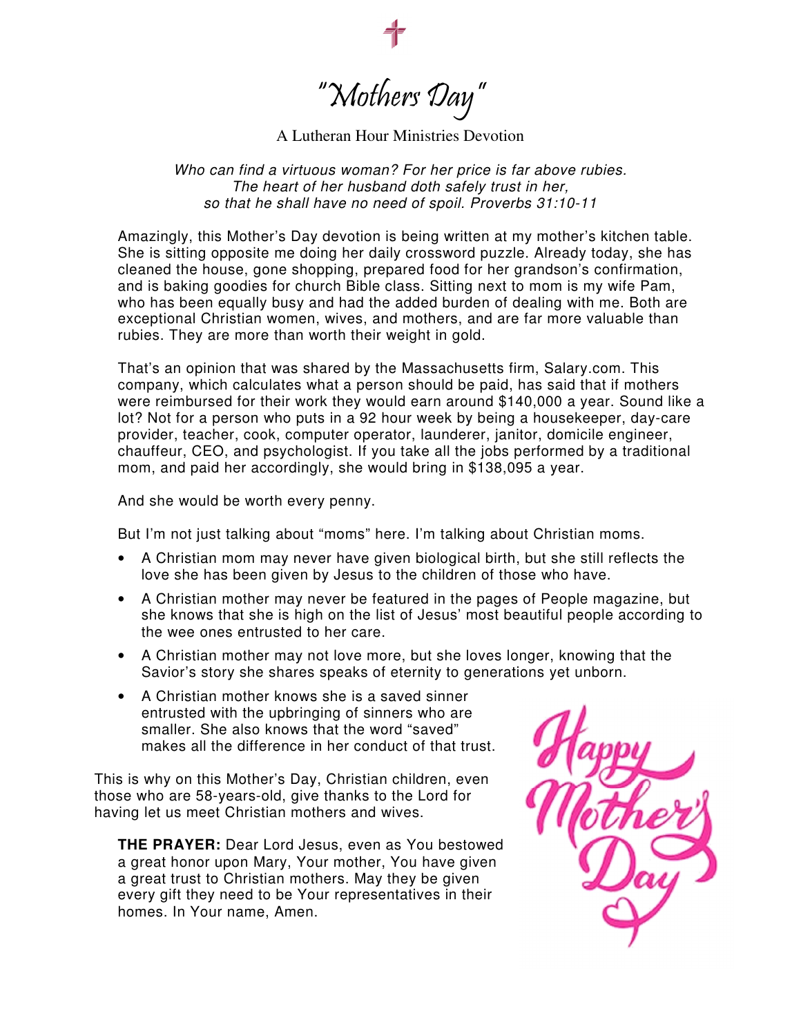# "Mothers Day"

A Lutheran Hour Ministries Devotion

*Who can find a virtuous woman? For her price is far above rubies.*
*The heart of her husband doth safely trust in her,*
*so that he shall have no need of spoil. Proverbs 31:10-11*

Amazingly, this Mother's Day devotion is being written at my mother's kitchen table. She is sitting opposite me doing her daily crossword puzzle. Already today, she has cleaned the house, gone shopping, prepared food for her grandson's confirmation, and is baking goodies for church Bible class. Sitting next to mom is my wife Pam, who has been equally busy and had the added burden of dealing with me. Both are exceptional Christian women, wives, and mothers, and are far more valuable than rubies. They are more than worth their weight in gold.

That's an opinion that was shared by the Massachusetts firm, Salary.com. This company, which calculates what a person should be paid, has said that if mothers were reimbursed for their work they would earn around $140,000 a year. Sound like a lot? Not for a person who puts in a 92 hour week by being a housekeeper, day-care provider, teacher, cook, computer operator, launderer, janitor, domicile engineer, chauffeur, CEO, and psychologist. If you take all the jobs performed by a traditional mom, and paid her accordingly, she would bring in $138,095 a year.

And she would be worth every penny.

But I'm not just talking about "moms" here. I'm talking about Christian moms.

- A Christian mom may never have given biological birth, but she still reflects the love she has been given by Jesus to the children of those who have.
- A Christian mother may never be featured in the pages of People magazine, but she knows that she is high on the list of Jesus' most beautiful people according to the wee ones entrusted to her care.
- A Christian mother may not love more, but she loves longer, knowing that the Savior's story she shares speaks of eternity to generations yet unborn.
- A Christian mother knows she is a saved sinner entrusted with the upbringing of sinners who are smaller. She also knows that the word "saved" makes all the difference in her conduct of that trust.

This is why on this Mother's Day, Christian children, even those who are 58-years-old, give thanks to the Lord for having let us meet Christian mothers and wives.

**THE PRAYER:** Dear Lord Jesus, even as You bestowed a great honor upon Mary, Your mother, You have given a great trust to Christian mothers. May they be given every gift they need to be Your representatives in their homes. In Your name, Amen.

Happy Mother's Day